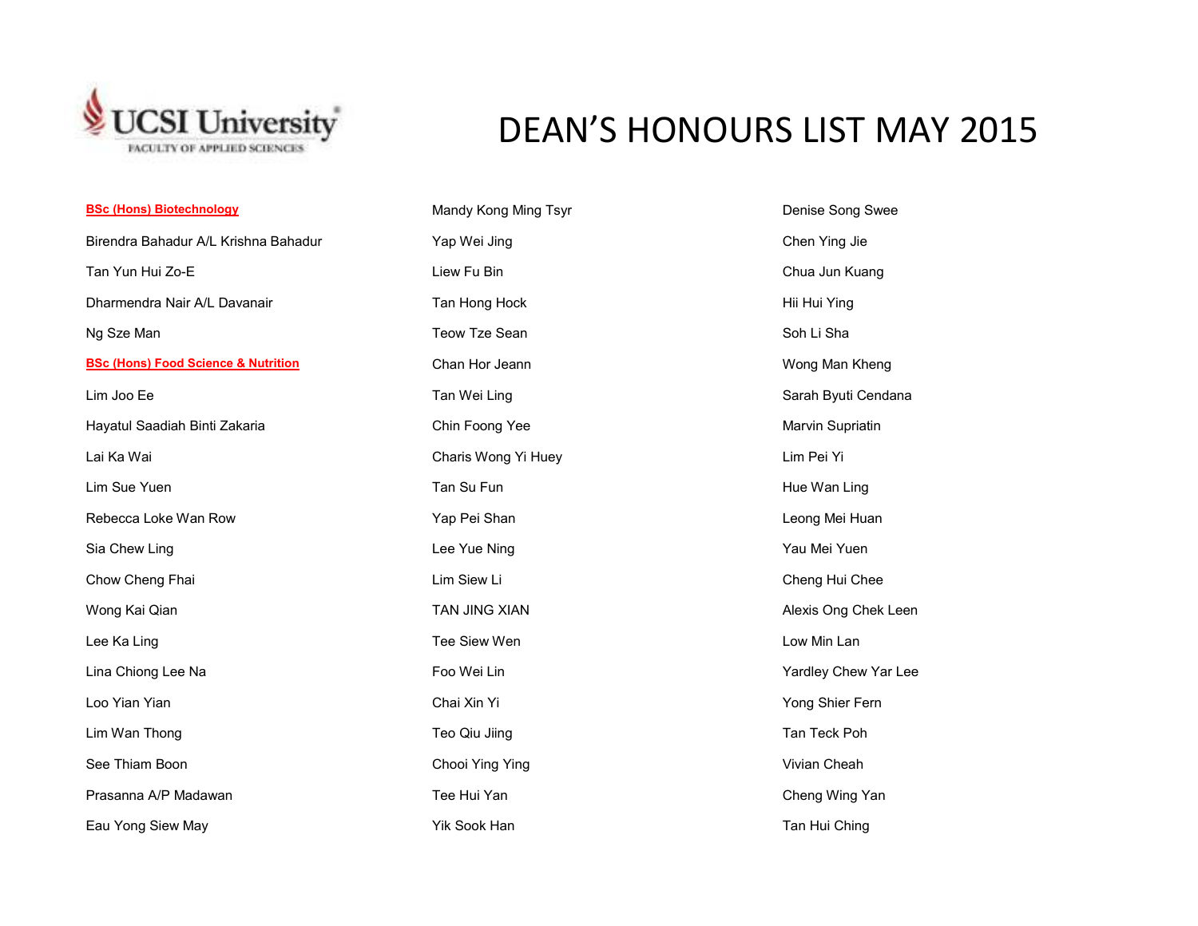UCSI University
FACULTY OF APPLIED SCIENCES

# DEAN'S HONOURS LIST MAY 2015

**BSc (Hons) Biotechnology**

Birendra Bahadur A/L Krishna Bahadur

Tan Yun Hui Zo-E

Dharmendra Nair A/L Davanair

Ng Sze Man

**BSc (Hons) Food Science & Nutrition**

Lim Joo Ee

Hayatul Saadiah Binti Zakaria

Lai Ka Wai

Lim Sue Yuen

Rebecca Loke Wan Row

Sia Chew Ling

Chow Cheng Fhai

Wong Kai Qian

Lee Ka Ling

Lina Chiong Lee Na

Loo Yian Yian

Lim Wan Thong

See Thiam Boon

Prasanna A/P Madawan

Eau Yong Siew May

Mandy Kong Ming Tsyr

Yap Wei Jing

Liew Fu Bin

Tan Hong Hock

Teow Tze Sean

Chan Hor Jeann

Tan Wei Ling

Chin Foong Yee

Charis Wong Yi Huey

Tan Su Fun

Yap Pei Shan

Lee Yue Ning

Lim Siew Li

TAN JING XIAN

Tee Siew Wen

Foo Wei Lin

Chai Xin Yi

Teo Qiu Jiing

Chooi Ying Ying

Tee Hui Yan

Yik Sook Han

Denise Song Swee

Chen Ying Jie

Chua Jun Kuang

Hii Hui Ying

Soh Li Sha

Wong Man Kheng

Sarah Byuti Cendana

Marvin Supriatin

Lim Pei Yi

Hue Wan Ling

Leong Mei Huan

Yau Mei Yuen

Cheng Hui Chee

Alexis Ong Chek Leen

Low Min Lan

Yardley Chew Yar Lee

Yong Shier Fern

Tan Teck Poh

Vivian Cheah

Cheng Wing Yan

Tan Hui Ching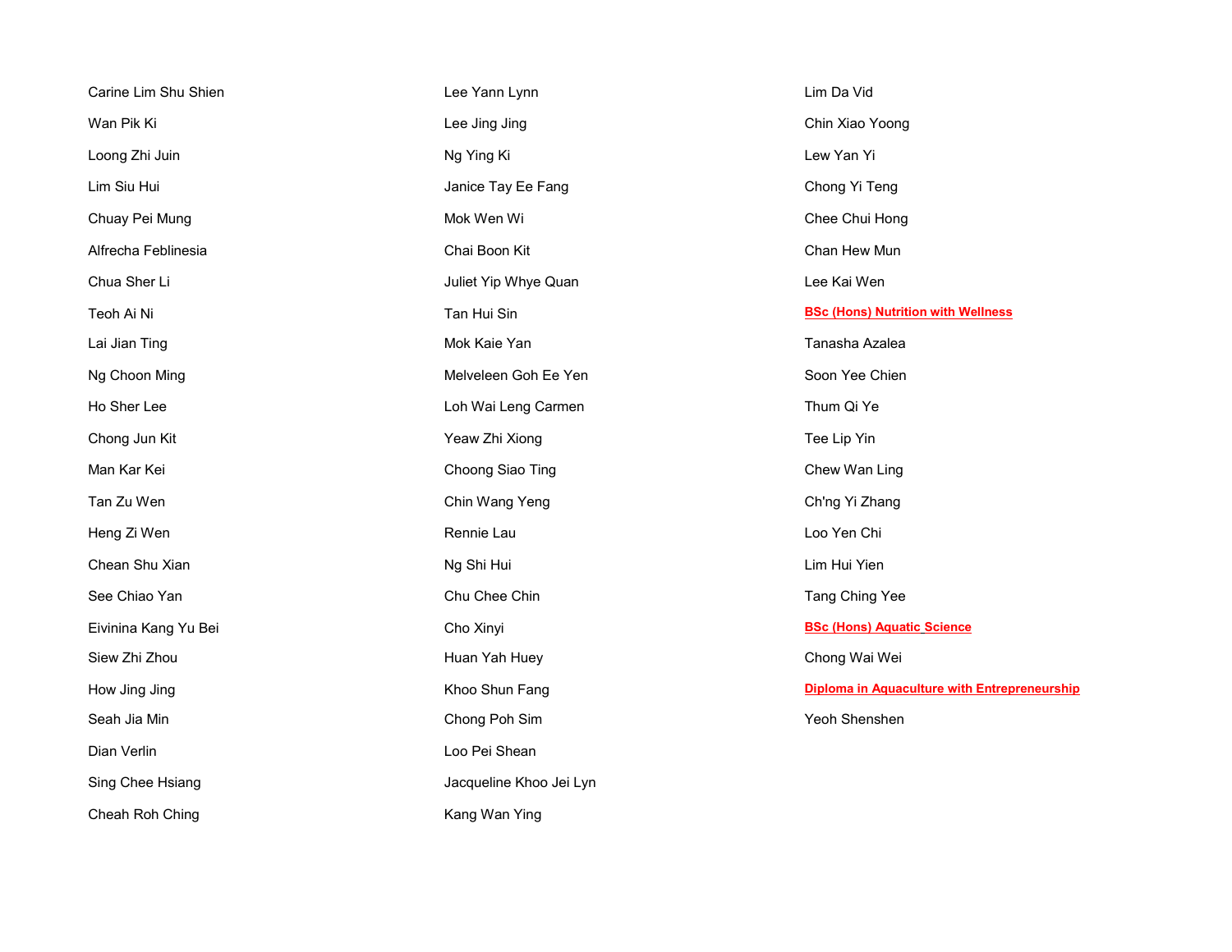Carine Lim Shu Shien

Wan Pik Ki

Loong Zhi Juin

Lim Siu Hui

Chuay Pei Mung

Alfrecha Feblinesia

Chua Sher Li

Teoh Ai Ni

Lai Jian Ting

Ng Choon Ming

Ho Sher Lee

Chong Jun Kit

Man Kar Kei

Tan Zu Wen

Heng Zi Wen

Chean Shu Xian

See Chiao Yan

Eivinina Kang Yu Bei

Siew Zhi Zhou

How Jing Jing

Seah Jia Min

Dian Verlin

Sing Chee Hsiang

Cheah Roh Ching

Lee Yann Lynn

Lee Jing Jing

Ng Ying Ki

Janice Tay Ee Fang

Mok Wen Wi

Chai Boon Kit

Juliet Yip Whye Quan

Tan Hui Sin

Mok Kaie Yan

Melveleen Goh Ee Yen

Loh Wai Leng Carmen

Yeaw Zhi Xiong

Choong Siao Ting

Chin Wang Yeng

Rennie Lau

Ng Shi Hui

Chu Chee Chin

Cho Xinyi

Huan Yah Huey

Khoo Shun Fang

Chong Poh Sim

Loo Pei Shean

Jacqueline Khoo Jei Lyn

Kang Wan Ying

Lim Da Vid

Chin Xiao Yoong

Lew Yan Yi

Chong Yi Teng

Chee Chui Hong

Chan Hew Mun

Lee Kai Wen

**BSc (Hons) Nutrition with Wellness**

Tanasha Azalea

Soon Yee Chien

Thum Qi Ye

Tee Lip Yin

Chew Wan Ling

Ch'ng Yi Zhang

Loo Yen Chi

Lim Hui Yien

Tang Ching Yee

**BSc (Hons) Aquatic Science**

Chong Wai Wei

**Diploma in Aquaculture with Entrepreneurship**

Yeoh Shenshen